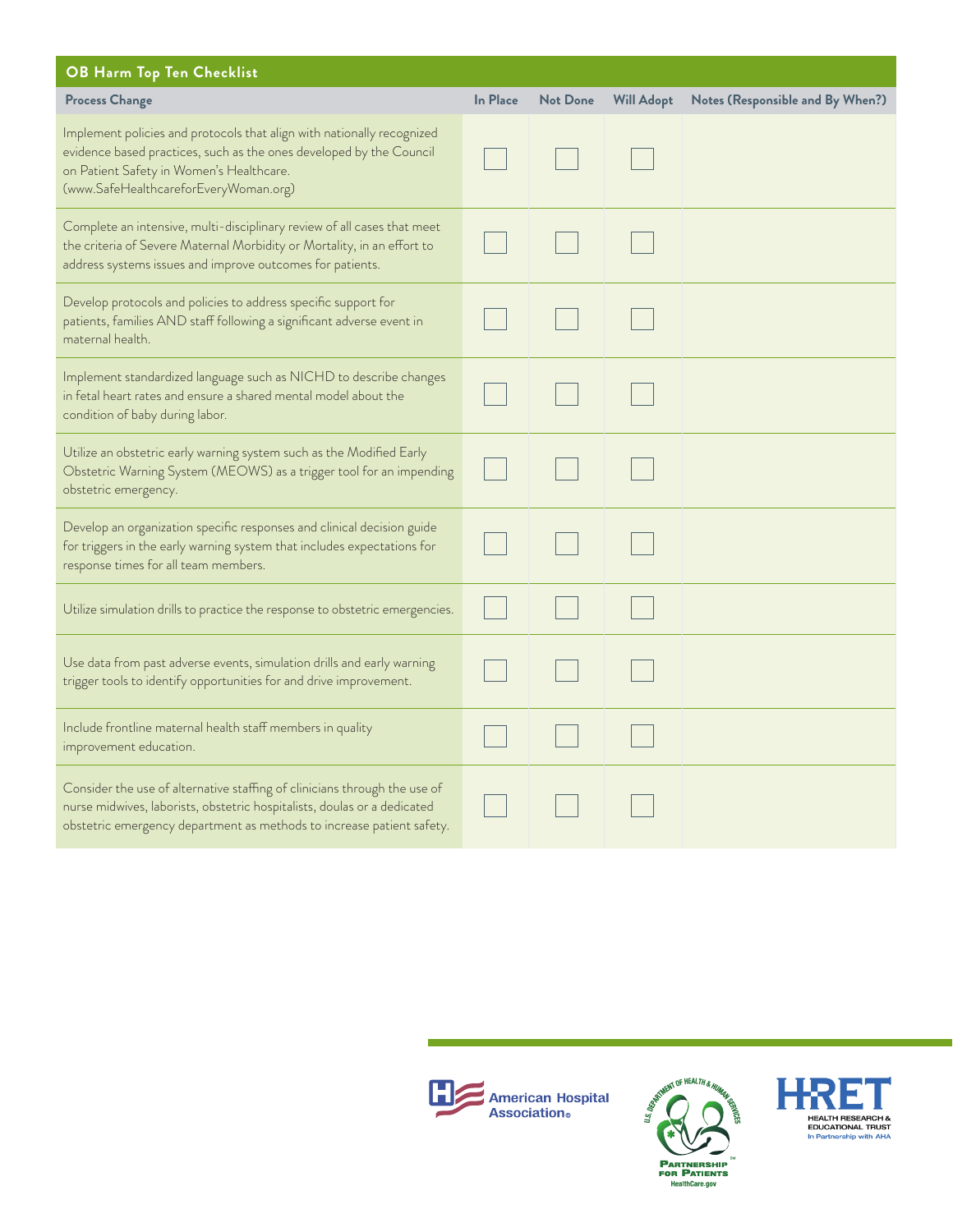## OB Harm Top Ten Checklist

| Process Change | In Place | Not Done | Will Adopt | Notes (Responsible and By When?) |
|---|---|---|---|---|
| Implement policies and protocols that align with nationally recognized evidence based practices, such as the ones developed by the Council on Patient Safety in Women's Healthcare. (www.SafeHealthcareforEveryWoman.org) | ☐ | ☐ | ☐ | |
| Complete an intensive, multi-disciplinary review of all cases that meet the criteria of Severe Maternal Morbidity or Mortality, in an effort to address systems issues and improve outcomes for patients. | ☐ | ☐ | ☐ | |
| Develop protocols and policies to address specific support for patients, families AND staff following a significant adverse event in maternal health. | ☐ | ☐ | ☐ | |
| Implement standardized language such as NICHD to describe changes in fetal heart rates and ensure a shared mental model about the condition of baby during labor. | ☐ | ☐ | ☐ | |
| Utilize an obstetric early warning system such as the Modified Early Obstetric Warning System (MEOWS) as a trigger tool for an impending obstetric emergency. | ☐ | ☐ | ☐ | |
| Develop an organization specific responses and clinical decision guide for triggers in the early warning system that includes expectations for response times for all team members. | ☐ | ☐ | ☐ | |
| Utilize simulation drills to practice the response to obstetric emergencies. | ☐ | ☐ | ☐ | |
| Use data from past adverse events, simulation drills and early warning trigger tools to identify opportunities for and drive improvement. | ☐ | ☐ | ☐ | |
| Include frontline maternal health staff members in quality improvement education. | ☐ | ☐ | ☐ | |
| Consider the use of alternative staffing of clinicians through the use of nurse midwives, laborists, obstetric hospitalists, doulas or a dedicated obstetric emergency department as methods to increase patient safety. | ☐ | ☐ | ☐ | |

American Hospital Association®

U.S. Department of Health & Human Services — Partnership for Patients — HealthCare.gov

HRET — Health Research & Educational Trust — In Partnership with AHA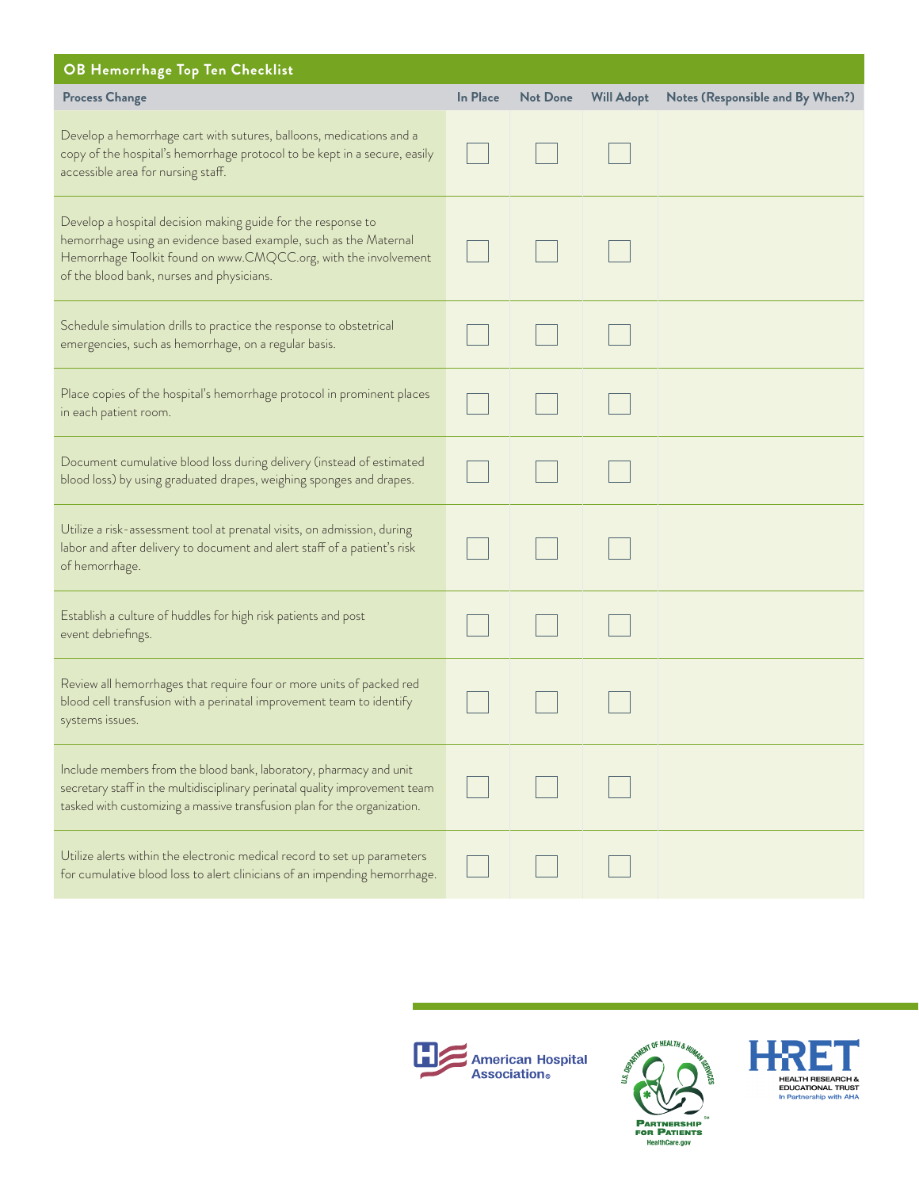| OB Hemorrhage Top Ten Checklist | | | | |
|---|---|---|---|---|
| **Process Change** | **In Place** | **Not Done** | **Will Adopt** | **Notes (Responsible and By When?)** |
| Develop a hemorrhage cart with sutures, balloons, medications and a copy of the hospital's hemorrhage protocol to be kept in a secure, easily accessible area for nursing staff. | ☐ | ☐ | ☐ | |
| Develop a hospital decision making guide for the response to hemorrhage using an evidence based example, such as the Maternal Hemorrhage Toolkit found on www.CMQCC.org, with the involvement of the blood bank, nurses and physicians. | ☐ | ☐ | ☐ | |
| Schedule simulation drills to practice the response to obstetrical emergencies, such as hemorrhage, on a regular basis. | ☐ | ☐ | ☐ | |
| Place copies of the hospital's hemorrhage protocol in prominent places in each patient room. | ☐ | ☐ | ☐ | |
| Document cumulative blood loss during delivery (instead of estimated blood loss) by using graduated drapes, weighing sponges and drapes. | ☐ | ☐ | ☐ | |
| Utilize a risk-assessment tool at prenatal visits, on admission, during labor and after delivery to document and alert staff of a patient's risk of hemorrhage. | ☐ | ☐ | ☐ | |
| Establish a culture of huddles for high risk patients and post event debriefings. | ☐ | ☐ | ☐ | |
| Review all hemorrhages that require four or more units of packed red blood cell transfusion with a perinatal improvement team to identify systems issues. | ☐ | ☐ | ☐ | |
| Include members from the blood bank, laboratory, pharmacy and unit secretary staff in the multidisciplinary perinatal quality improvement team tasked with customizing a massive transfusion plan for the organization. | ☐ | ☐ | ☐ | |
| Utilize alerts within the electronic medical record to set up parameters for cumulative blood loss to alert clinicians of an impending hemorrhage. | ☐ | ☐ | ☐ | |

American Hospital Association®

U.S. Department of Health & Human Services — Partnership for Patients — HealthCare.gov

HRET — Health Research & Educational Trust — In Partnership with AHA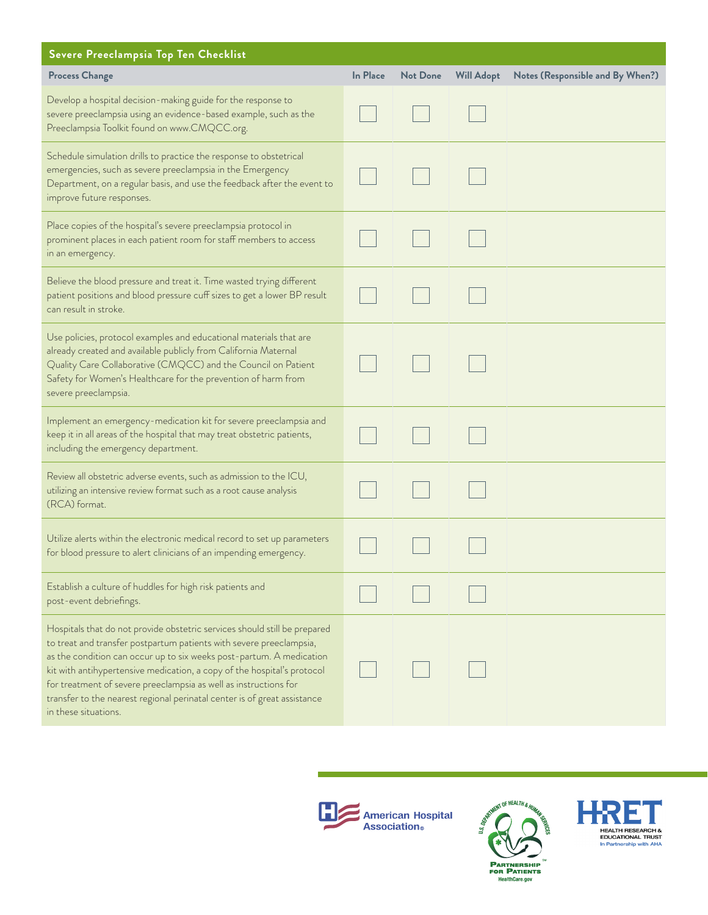## Severe Preeclampsia Top Ten Checklist

| Process Change | In Place | Not Done | Will Adopt | Notes (Responsible and By When?) |
|---|---|---|---|---|
| Develop a hospital decision-making guide for the response to severe preeclampsia using an evidence-based example, such as the Preeclampsia Toolkit found on www.CMQCC.org. | ☐ | ☐ | ☐ | |
| Schedule simulation drills to practice the response to obstetrical emergencies, such as severe preeclampsia in the Emergency Department, on a regular basis, and use the feedback after the event to improve future responses. | ☐ | ☐ | ☐ | |
| Place copies of the hospital's severe preeclampsia protocol in prominent places in each patient room for staff members to access in an emergency. | ☐ | ☐ | ☐ | |
| Believe the blood pressure and treat it. Time wasted trying different patient positions and blood pressure cuff sizes to get a lower BP result can result in stroke. | ☐ | ☐ | ☐ | |
| Use policies, protocol examples and educational materials that are already created and available publicly from California Maternal Quality Care Collaborative (CMQCC) and the Council on Patient Safety for Women's Healthcare for the prevention of harm from severe preeclampsia. | ☐ | ☐ | ☐ | |
| Implement an emergency-medication kit for severe preeclampsia and keep it in all areas of the hospital that may treat obstetric patients, including the emergency department. | ☐ | ☐ | ☐ | |
| Review all obstetric adverse events, such as admission to the ICU, utilizing an intensive review format such as a root cause analysis (RCA) format. | ☐ | ☐ | ☐ | |
| Utilize alerts within the electronic medical record to set up parameters for blood pressure to alert clinicians of an impending emergency. | ☐ | ☐ | ☐ | |
| Establish a culture of huddles for high risk patients and post-event debriefings. | ☐ | ☐ | ☐ | |
| Hospitals that do not provide obstetric services should still be prepared to treat and transfer postpartum patients with severe preeclampsia, as the condition can occur up to six weeks post-partum. A medication kit with antihypertensive medication, a copy of the hospital's protocol for treatment of severe preeclampsia as well as instructions for transfer to the nearest regional perinatal center is of great assistance in these situations. | ☐ | ☐ | ☐ | |

American Hospital Association®

U.S. Department of Health & Human Services — Partnership for Patients — HealthCare.gov

HRET — Health Research & Educational Trust — In Partnership with AHA